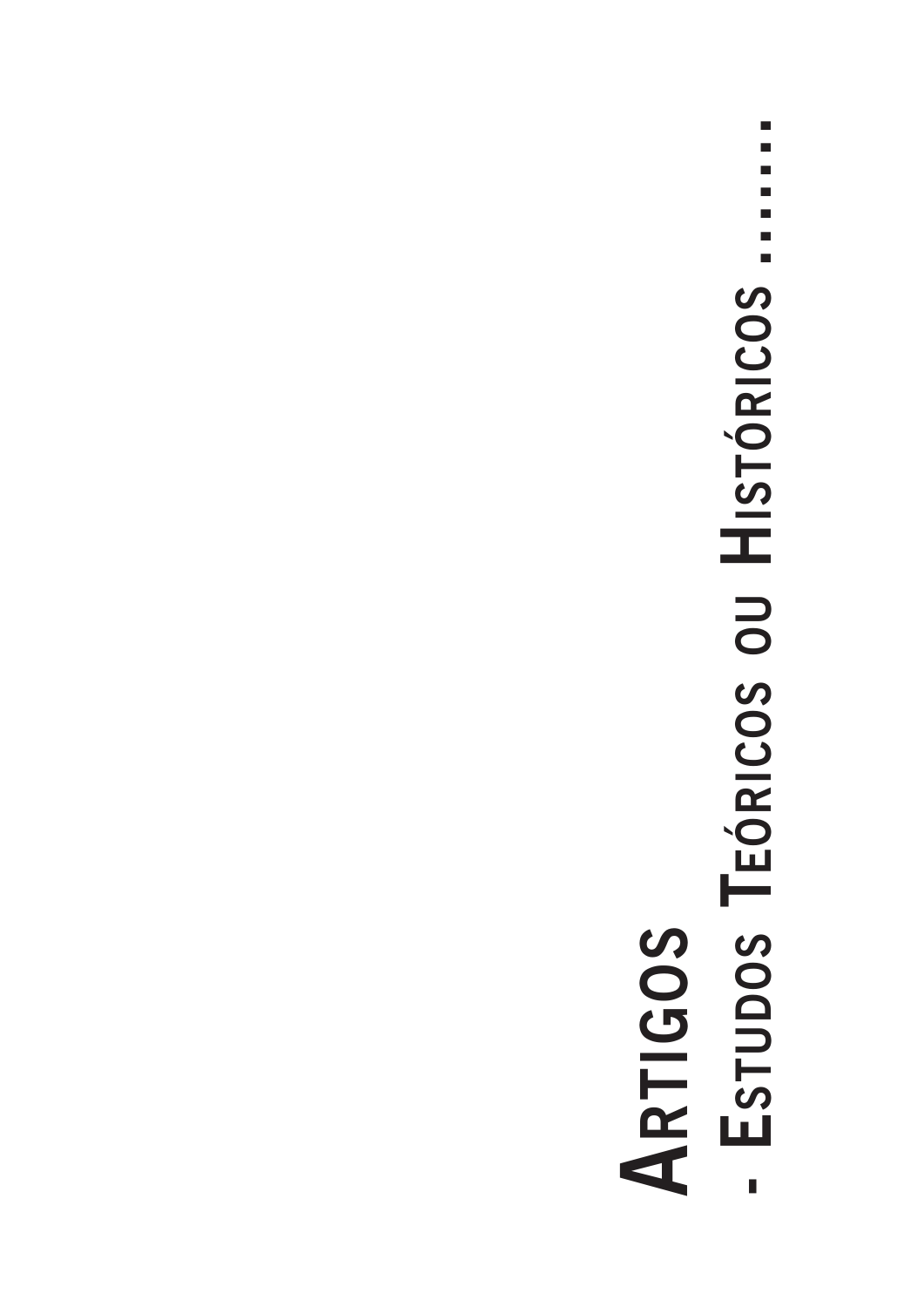# Artigos

## - Estudos Teóricos ou Históricos .......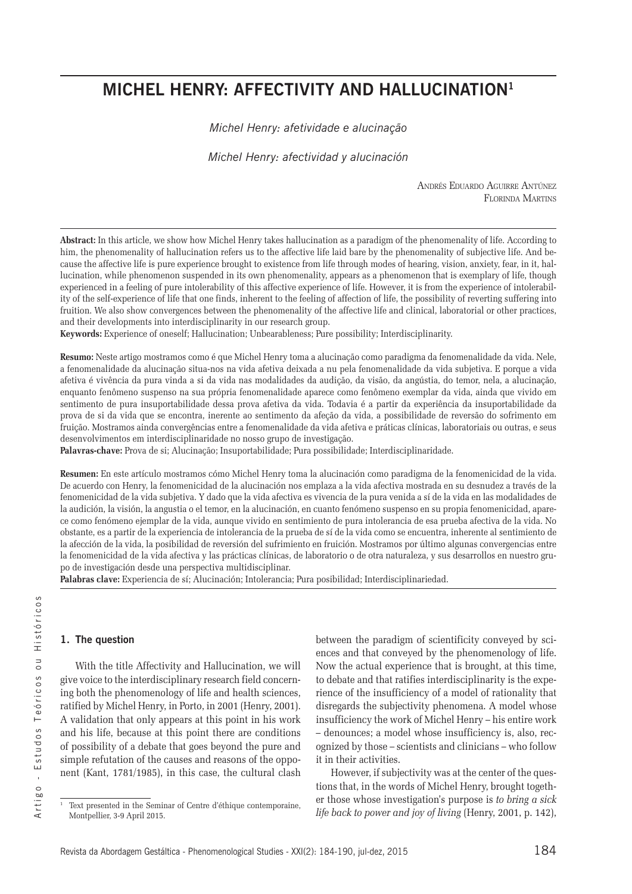# MICHEL HENRY: AFFECTIVITY AND HALLUCINATION[1]

*Michel Henry: afetividade e alucinação*

*Michel Henry: afectividad y alucinación*

Andrés Eduardo Aguirre Antúnez
Florinda Martins

**Abstract:** In this article, we show how Michel Henry takes hallucination as a paradigm of the phenomenality of life. According to him, the phenomenality of hallucination refers us to the affective life laid bare by the phenomenality of subjective life. And because the affective life is pure experience brought to existence from life through modes of hearing, vision, anxiety, fear, in it, hallucination, while phenomenon suspended in its own phenomenality, appears as a phenomenon that is exemplary of life, though experienced in a feeling of pure intolerability of this affective experience of life. However, it is from the experience of intolerability of the self-experience of life that one finds, inherent to the feeling of affection of life, the possibility of reverting suffering into fruition. We also show convergences between the phenomenality of the affective life and clinical, laboratorial or other practices, and their developments into interdisciplinarity in our research group.
**Keywords:** Experience of oneself; Hallucination; Unbearableness; Pure possibility; Interdisciplinarity.

**Resumo:** Neste artigo mostramos como é que Michel Henry toma a alucinação como paradigma da fenomenalidade da vida. Nele, a fenomenalidade da alucinação situa-nos na vida afetiva deixada a nu pela fenomenalidade da vida subjetiva. E porque a vida afetiva é vivência da pura vinda a si da vida nas modalidades da audição, da visão, da angústia, do temor, nela, a alucinação, enquanto fenômeno suspenso na sua própria fenomenalidade aparece como fenômeno exemplar da vida, ainda que vivido em sentimento de pura insuportabilidade dessa prova afetiva da vida. Todavia é a partir da experiência da insuportabilidade da prova de si da vida que se encontra, inerente ao sentimento da afeção da vida, a possibilidade de reversão do sofrimento em fruição. Mostramos ainda convergências entre a fenomenalidade da vida afetiva e práticas clínicas, laboratoriais ou outras, e seus desenvolvimentos em interdisciplinaridade no nosso grupo de investigação.
**Palavras-chave:** Prova de si; Alucinação; Insuportabilidade; Pura possibilidade; Interdisciplinaridade.

**Resumen:** En este artículo mostramos cómo Michel Henry toma la alucinación como paradigma de la fenomenicidad de la vida. De acuerdo con Henry, la fenomenicidad de la alucinación nos emplaza a la vida afectiva mostrada en su desnudez a través de la fenomenicidad de la vida subjetiva. Y dado que la vida afectiva es vivencia de la pura venida a sí de la vida en las modalidades de la audición, la visión, la angustia o el temor, en la alucinación, en cuanto fenómeno suspenso en su propia fenomenicidad, aparece como fenómeno ejemplar de la vida, aunque vivido en sentimiento de pura intolerancia de esa prueba afectiva de la vida. No obstante, es a partir de la experiencia de intolerancia de la prueba de sí de la vida como se encuentra, inherente al sentimiento de la afección de la vida, la posibilidad de reversión del sufrimiento en fruición. Mostramos por último algunas convergencias entre la fenomenicidad de la vida afectiva y las prácticas clínicas, de laboratorio o de otra naturaleza, y sus desarrollos en nuestro grupo de investigación desde una perspectiva multidisciplinar.
**Palabras clave:** Experiencia de sí; Alucinación; Intolerancia; Pura posibilidad; Interdisciplinariedad.

## 1. The question

With the title Affectivity and Hallucination, we will give voice to the interdisciplinary research field concerning both the phenomenology of life and health sciences, ratified by Michel Henry, in Porto, in 2001 (Henry, 2001). A validation that only appears at this point in his work and his life, because at this point there are conditions of possibility of a debate that goes beyond the pure and simple refutation of the causes and reasons of the opponent (Kant, 1781/1985), in this case, the cultural clash between the paradigm of scientificity conveyed by sciences and that conveyed by the phenomenology of life. Now the actual experience that is brought, at this time, to debate and that ratifies interdisciplinarity is the experience of the insufficiency of a model of rationality that disregards the subjectivity phenomena. A model whose insufficiency the work of Michel Henry – his entire work – denounces; a model whose insufficiency is, also, recognized by those – scientists and clinicians – who follow it in their activities.

However, if subjectivity was at the center of the questions that, in the words of Michel Henry, brought together those whose investigation's purpose is *to bring a sick life back to power and joy of living* (Henry, 2001, p. 142),

[1] Text presented in the Seminar of Centre d'éthique contemporaine, Montpellier, 3-9 April 2015.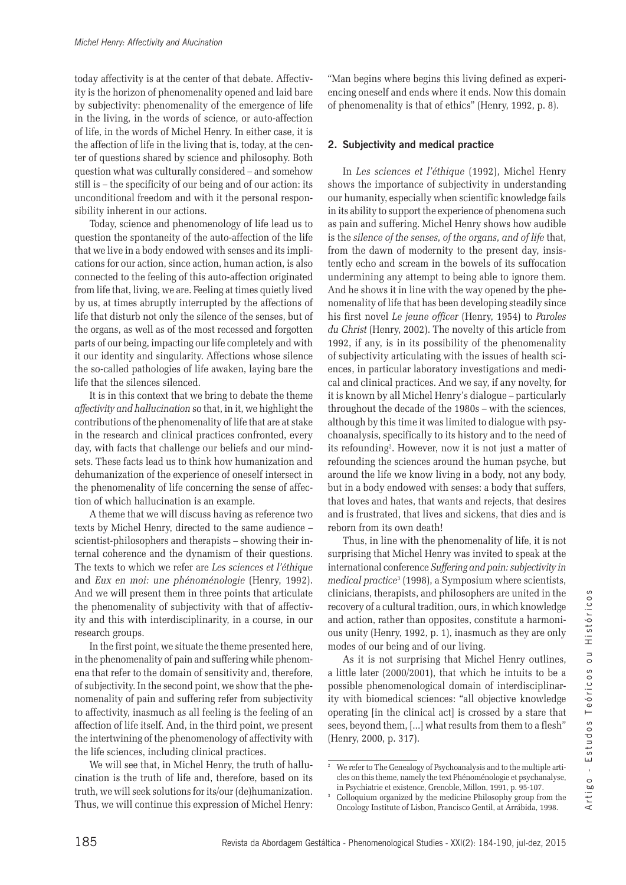today affectivity is at the center of that debate. Affectivity is the horizon of phenomenality opened and laid bare by subjectivity: phenomenality of the emergence of life in the living, in the words of science, or auto-affection of life, in the words of Michel Henry. In either case, it is the affection of life in the living that is, today, at the center of questions shared by science and philosophy. Both question what was culturally considered – and somehow still is – the specificity of our being and of our action: its unconditional freedom and with it the personal responsibility inherent in our actions.

Today, science and phenomenology of life lead us to question the spontaneity of the auto-affection of the life that we live in a body endowed with senses and its implications for our action, since action, human action, is also connected to the feeling of this auto-affection originated from life that, living, we are. Feeling at times quietly lived by us, at times abruptly interrupted by the affections of life that disturb not only the silence of the senses, but of the organs, as well as of the most recessed and forgotten parts of our being, impacting our life completely and with it our identity and singularity. Affections whose silence the so-called pathologies of life awaken, laying bare the life that the silences silenced.

It is in this context that we bring to debate the theme *affectivity and hallucination* so that, in it, we highlight the contributions of the phenomenality of life that are at stake in the research and clinical practices confronted, every day, with facts that challenge our beliefs and our mindsets. These facts lead us to think how humanization and dehumanization of the experience of oneself intersect in the phenomenality of life concerning the sense of affection of which hallucination is an example.

A theme that we will discuss having as reference two texts by Michel Henry, directed to the same audience – scientist-philosophers and therapists – showing their internal coherence and the dynamism of their questions. The texts to which we refer are *Les sciences et l'éthique* and *Eux en moi: une phénoménologie* (Henry, 1992). And we will present them in three points that articulate the phenomenality of subjectivity with that of affectivity and this with interdisciplinarity, in a course, in our research groups.

In the first point, we situate the theme presented here, in the phenomenality of pain and suffering while phenomena that refer to the domain of sensitivity and, therefore, of subjectivity. In the second point, we show that the phenomenality of pain and suffering refer from subjectivity to affectivity, inasmuch as all feeling is the feeling of an affection of life itself. And, in the third point, we present the intertwining of the phenomenology of affectivity with the life sciences, including clinical practices.

We will see that, in Michel Henry, the truth of hallucination is the truth of life and, therefore, based on its truth, we will seek solutions for its/our (de)humanization. Thus, we will continue this expression of Michel Henry: "Man begins where begins this living defined as experiencing oneself and ends where it ends. Now this domain of phenomenality is that of ethics" (Henry, 1992, p. 8).

## 2. Subjectivity and medical practice

In *Les sciences et l'éthique* (1992), Michel Henry shows the importance of subjectivity in understanding our humanity, especially when scientific knowledge fails in its ability to support the experience of phenomena such as pain and suffering. Michel Henry shows how audible is the *silence of the senses, of the organs, and of life* that, from the dawn of modernity to the present day, insistently echo and scream in the bowels of its suffocation undermining any attempt to being able to ignore them. And he shows it in line with the way opened by the phenomenality of life that has been developing steadily since his first novel *Le jeune officer* (Henry, 1954) to *Paroles du Christ* (Henry, 2002). The novelty of this article from 1992, if any, is in its possibility of the phenomenality of subjectivity articulating with the issues of health sciences, in particular laboratory investigations and medical and clinical practices. And we say, if any novelty, for it is known by all Michel Henry's dialogue – particularly throughout the decade of the 1980s – with the sciences, although by this time it was limited to dialogue with psychoanalysis, specifically to its history and to the need of its refounding[2]. However, now it is not just a matter of refounding the sciences around the human psyche, but around the life we know living in a body, not any body, but in a body endowed with senses: a body that suffers, that loves and hates, that wants and rejects, that desires and is frustrated, that lives and sickens, that dies and is reborn from its own death!

Thus, in line with the phenomenality of life, it is not surprising that Michel Henry was invited to speak at the international conference *Suffering and pain: subjectivity in medical practice*[3] (1998), a Symposium where scientists, clinicians, therapists, and philosophers are united in the recovery of a cultural tradition, ours, in which knowledge and action, rather than opposites, constitute a harmonious unity (Henry, 1992, p. 1), inasmuch as they are only modes of our being and of our living.

As it is not surprising that Michel Henry outlines, a little later (2000/2001), that which he intuits to be a possible phenomenological domain of interdisciplinarity with biomedical sciences: "all objective knowledge operating [in the clinical act] is crossed by a stare that sees, beyond them, [...] what results from them to a flesh" (Henry, 2000, p. 317).

---

[2] We refer to The Genealogy of Psychoanalysis and to the multiple articles on this theme, namely the text Phénoménologie et psychanalyse, in Psychiatrie et existence, Grenoble, Millon, 1991, p. 95-107.

[3] Colloquium organized by the medicine Philosophy group from the Oncology Institute of Lisbon, Francisco Gentil, at Arrábida, 1998.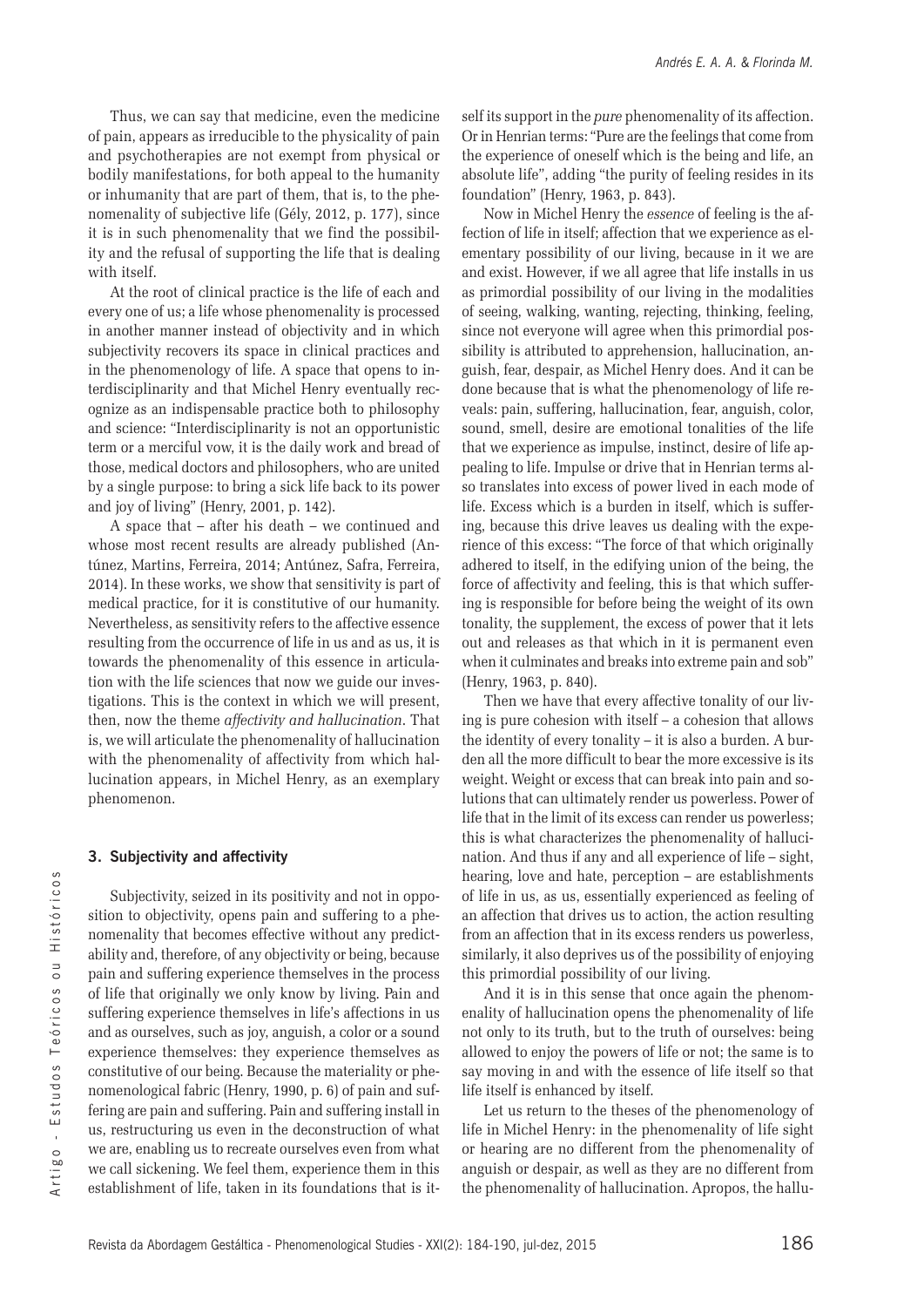Thus, we can say that medicine, even the medicine of pain, appears as irreducible to the physicality of pain and psychotherapies are not exempt from physical or bodily manifestations, for both appeal to the humanity or inhumanity that are part of them, that is, to the phenomenality of subjective life (Gély, 2012, p. 177), since it is in such phenomenality that we find the possibility and the refusal of supporting the life that is dealing with itself.

At the root of clinical practice is the life of each and every one of us; a life whose phenomenality is processed in another manner instead of objectivity and in which subjectivity recovers its space in clinical practices and in the phenomenology of life. A space that opens to interdisciplinarity and that Michel Henry eventually recognize as an indispensable practice both to philosophy and science: "Interdisciplinarity is not an opportunistic term or a merciful vow, it is the daily work and bread of those, medical doctors and philosophers, who are united by a single purpose: to bring a sick life back to its power and joy of living" (Henry, 2001, p. 142).

A space that – after his death – we continued and whose most recent results are already published (Antúnez, Martins, Ferreira, 2014; Antúnez, Safra, Ferreira, 2014). In these works, we show that sensitivity is part of medical practice, for it is constitutive of our humanity. Nevertheless, as sensitivity refers to the affective essence resulting from the occurrence of life in us and as us, it is towards the phenomenality of this essence in articulation with the life sciences that now we guide our investigations. This is the context in which we will present, then, now the theme *affectivity and hallucination*. That is, we will articulate the phenomenality of hallucination with the phenomenality of affectivity from which hallucination appears, in Michel Henry, as an exemplary phenomenon.

## 3. Subjectivity and affectivity

Subjectivity, seized in its positivity and not in opposition to objectivity, opens pain and suffering to a phenomenality that becomes effective without any predictability and, therefore, of any objectivity or being, because pain and suffering experience themselves in the process of life that originally we only know by living. Pain and suffering experience themselves in life's affections in us and as ourselves, such as joy, anguish, a color or a sound experience themselves: they experience themselves as constitutive of our being. Because the materiality or phenomenological fabric (Henry, 1990, p. 6) of pain and suffering are pain and suffering. Pain and suffering install in us, restructuring us even in the deconstruction of what we are, enabling us to recreate ourselves even from what we call sickening. We feel them, experience them in this establishment of life, taken in its foundations that is itself its support in the *pure* phenomenality of its affection. Or in Henrian terms: "Pure are the feelings that come from the experience of oneself which is the being and life, an absolute life", adding "the purity of feeling resides in its foundation" (Henry, 1963, p. 843).

Now in Michel Henry the *essence* of feeling is the affection of life in itself; affection that we experience as elementary possibility of our living, because in it we are and exist. However, if we all agree that life installs in us as primordial possibility of our living in the modalities of seeing, walking, wanting, rejecting, thinking, feeling, since not everyone will agree when this primordial possibility is attributed to apprehension, hallucination, anguish, fear, despair, as Michel Henry does. And it can be done because that is what the phenomenology of life reveals: pain, suffering, hallucination, fear, anguish, color, sound, smell, desire are emotional tonalities of the life that we experience as impulse, instinct, desire of life appealing to life. Impulse or drive that in Henrian terms also translates into excess of power lived in each mode of life. Excess which is a burden in itself, which is suffering, because this drive leaves us dealing with the experience of this excess: "The force of that which originally adhered to itself, in the edifying union of the being, the force of affectivity and feeling, this is that which suffering is responsible for before being the weight of its own tonality, the supplement, the excess of power that it lets out and releases as that which in it is permanent even when it culminates and breaks into extreme pain and sob" (Henry, 1963, p. 840).

Then we have that every affective tonality of our living is pure cohesion with itself – a cohesion that allows the identity of every tonality – it is also a burden. A burden all the more difficult to bear the more excessive is its weight. Weight or excess that can break into pain and solutions that can ultimately render us powerless. Power of life that in the limit of its excess can render us powerless; this is what characterizes the phenomenality of hallucination. And thus if any and all experience of life – sight, hearing, love and hate, perception – are establishments of life in us, as us, essentially experienced as feeling of an affection that drives us to action, the action resulting from an affection that in its excess renders us powerless, similarly, it also deprives us of the possibility of enjoying this primordial possibility of our living.

And it is in this sense that once again the phenomenality of hallucination opens the phenomenality of life not only to its truth, but to the truth of ourselves: being allowed to enjoy the powers of life or not; the same is to say moving in and with the essence of life itself so that life itself is enhanced by itself.

Let us return to the theses of the phenomenology of life in Michel Henry: in the phenomenality of life sight or hearing are no different from the phenomenality of anguish or despair, as well as they are no different from the phenomenality of hallucination. Apropos, the hallu-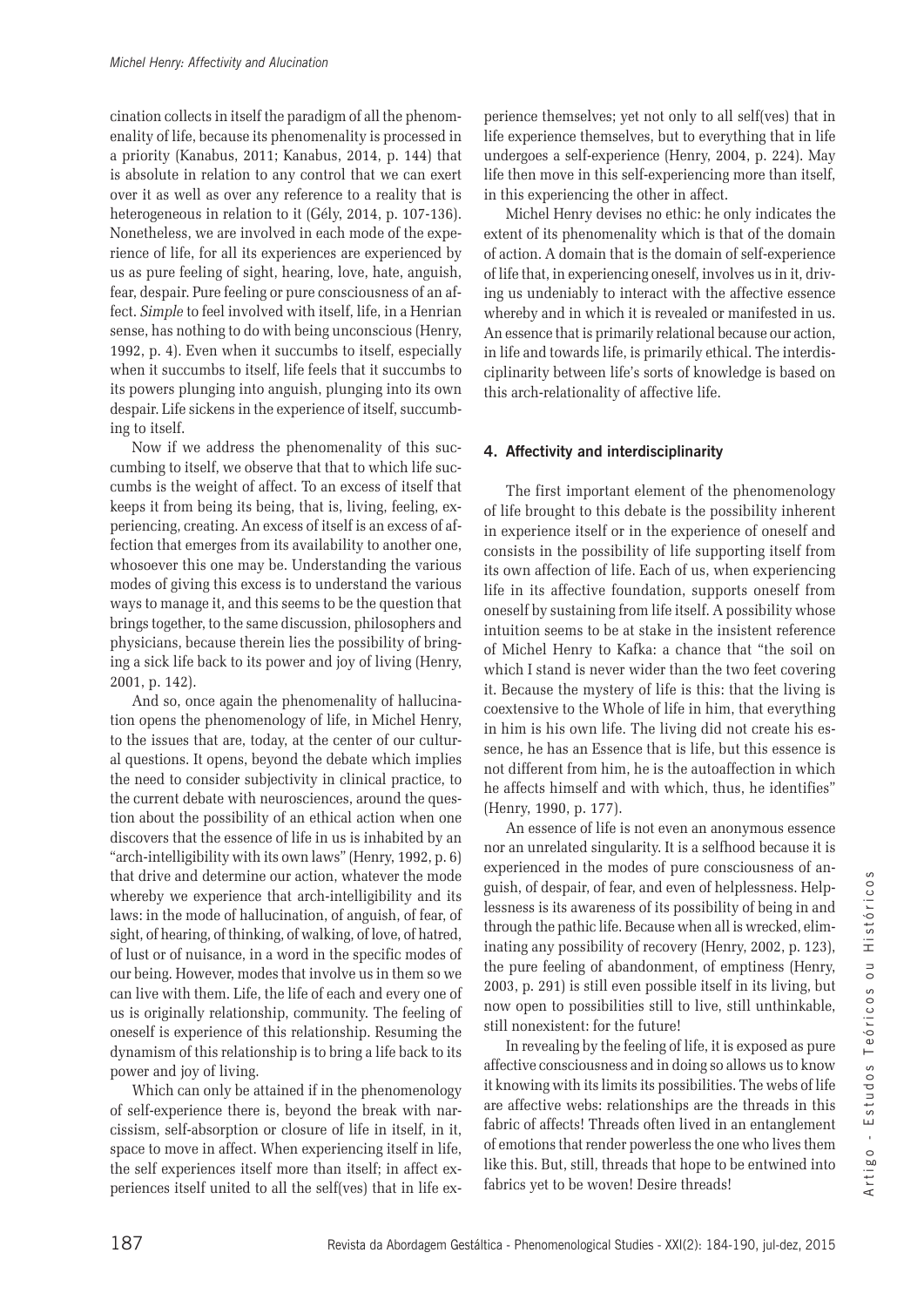cination collects in itself the paradigm of all the phenomenality of life, because its phenomenality is processed in a priority (Kanabus, 2011; Kanabus, 2014, p. 144) that is absolute in relation to any control that we can exert over it as well as over any reference to a reality that is heterogeneous in relation to it (Gély, 2014, p. 107-136). Nonetheless, we are involved in each mode of the experience of life, for all its experiences are experienced by us as pure feeling of sight, hearing, love, hate, anguish, fear, despair. Pure feeling or pure consciousness of an affect. *Simple* to feel involved with itself, life, in a Henrian sense, has nothing to do with being unconscious (Henry, 1992, p. 4). Even when it succumbs to itself, especially when it succumbs to itself, life feels that it succumbs to its powers plunging into anguish, plunging into its own despair. Life sickens in the experience of itself, succumbing to itself.

Now if we address the phenomenality of this succumbing to itself, we observe that that to which life succumbs is the weight of affect. To an excess of itself that keeps it from being its being, that is, living, feeling, experiencing, creating. An excess of itself is an excess of affection that emerges from its availability to another one, whosoever this one may be. Understanding the various modes of giving this excess is to understand the various ways to manage it, and this seems to be the question that brings together, to the same discussion, philosophers and physicians, because therein lies the possibility of bringing a sick life back to its power and joy of living (Henry, 2001, p. 142).

And so, once again the phenomenality of hallucination opens the phenomenology of life, in Michel Henry, to the issues that are, today, at the center of our cultural questions. It opens, beyond the debate which implies the need to consider subjectivity in clinical practice, to the current debate with neurosciences, around the question about the possibility of an ethical action when one discovers that the essence of life in us is inhabited by an "arch-intelligibility with its own laws" (Henry, 1992, p. 6) that drive and determine our action, whatever the mode whereby we experience that arch-intelligibility and its laws: in the mode of hallucination, of anguish, of fear, of sight, of hearing, of thinking, of walking, of love, of hatred, of lust or of nuisance, in a word in the specific modes of our being. However, modes that involve us in them so we can live with them. Life, the life of each and every one of us is originally relationship, community. The feeling of oneself is experience of this relationship. Resuming the dynamism of this relationship is to bring a life back to its power and joy of living.

Which can only be attained if in the phenomenology of self-experience there is, beyond the break with narcissism, self-absorption or closure of life in itself, in it, space to move in affect. When experiencing itself in life, the self experiences itself more than itself; in affect experiences itself united to all the self(ves) that in life experience themselves; yet not only to all self(ves) that in life experience themselves, but to everything that in life undergoes a self-experience (Henry, 2004, p. 224). May life then move in this self-experiencing more than itself, in this experiencing the other in affect.

Michel Henry devises no ethic: he only indicates the extent of its phenomenality which is that of the domain of action. A domain that is the domain of self-experience of life that, in experiencing oneself, involves us in it, driving us undeniably to interact with the affective essence whereby and in which it is revealed or manifested in us. An essence that is primarily relational because our action, in life and towards life, is primarily ethical. The interdisciplinarity between life's sorts of knowledge is based on this arch-relationality of affective life.

## 4. Affectivity and interdisciplinarity

The first important element of the phenomenology of life brought to this debate is the possibility inherent in experience itself or in the experience of oneself and consists in the possibility of life supporting itself from its own affection of life. Each of us, when experiencing life in its affective foundation, supports oneself from oneself by sustaining from life itself. A possibility whose intuition seems to be at stake in the insistent reference of Michel Henry to Kafka: a chance that "the soil on which I stand is never wider than the two feet covering it. Because the mystery of life is this: that the living is coextensive to the Whole of life in him, that everything in him is his own life. The living did not create his essence, he has an Essence that is life, but this essence is not different from him, he is the autoaffection in which he affects himself and with which, thus, he identifies" (Henry, 1990, p. 177).

An essence of life is not even an anonymous essence nor an unrelated singularity. It is a selfhood because it is experienced in the modes of pure consciousness of anguish, of despair, of fear, and even of helplessness. Helplessness is its awareness of its possibility of being in and through the pathic life. Because when all is wrecked, eliminating any possibility of recovery (Henry, 2002, p. 123), the pure feeling of abandonment, of emptiness (Henry, 2003, p. 291) is still even possible itself in its living, but now open to possibilities still to live, still unthinkable, still nonexistent: for the future!

In revealing by the feeling of life, it is exposed as pure affective consciousness and in doing so allows us to know it knowing with its limits its possibilities. The webs of life are affective webs: relationships are the threads in this fabric of affects! Threads often lived in an entanglement of emotions that render powerless the one who lives them like this. But, still, threads that hope to be entwined into fabrics yet to be woven! Desire threads!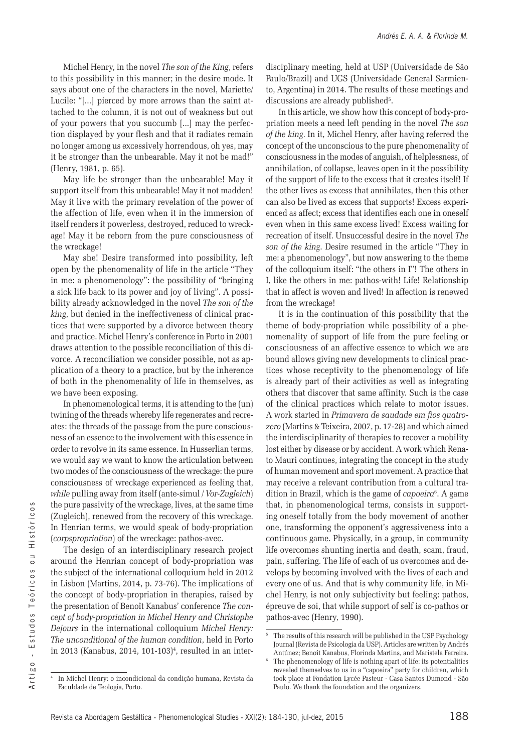Michel Henry, in the novel *The son of the King*, refers to this possibility in this manner; in the desire mode. It says about one of the characters in the novel, Mariette/Lucile: "[...] pierced by more arrows than the saint attached to the column, it is not out of weakness but out of your powers that you succumb [...] may the perfection displayed by your flesh and that it radiates remain no longer among us excessively horrendous, oh yes, may it be stronger than the unbearable. May it not be mad!" (Henry, 1981, p. 65).

May life be stronger than the unbearable! May it support itself from this unbearable! May it not madden! May it live with the primary revelation of the power of the affection of life, even when it in the immersion of itself renders it powerless, destroyed, reduced to wreckage! May it be reborn from the pure consciousness of the wreckage!

May she! Desire transformed into possibility, left open by the phenomenality of life in the article "They in me: a phenomenology": the possibility of "bringing a sick life back to its power and joy of living". A possibility already acknowledged in the novel *The son of the king*, but denied in the ineffectiveness of clinical practices that were supported by a divorce between theory and practice. Michel Henry's conference in Porto in 2001 draws attention to the possible reconciliation of this divorce. A reconciliation we consider possible, not as application of a theory to a practice, but by the inherence of both in the phenomenality of life in themselves, as we have been exposing.

In phenomenological terms, it is attending to the (un) twining of the threads whereby life regenerates and recreates: the threads of the passage from the pure consciousness of an essence to the involvement with this essence in order to revolve in its same essence. In Husserlian terms, we would say we want to know the articulation between two modes of the consciousness of the wreckage: the pure consciousness of wreckage experienced as feeling that, *while* pulling away from itself (ante-simul / *Vor-Zugleich*) the pure passivity of the wreckage, lives, at the same time (Zugleich), renewed from the recovery of this wreckage. In Henrian terms, we would speak of body-propriation (*corpspropriation*) of the wreckage: pathos-avec.

The design of an interdisciplinary research project around the Henrian concept of body-propriation was the subject of the international colloquium held in 2012 in Lisbon (Martins, 2014, p. 73-76). The implications of the concept of body-propriation in therapies, raised by the presentation of Benoît Kanabus' conference *The concept of body-propriation in Michel Henry and Christophe Dejours* in the international colloquium *Michel Henry: The unconditional of the human condition*, held in Porto in 2013 (Kanabus, 2014, 101-103)[4], resulted in an interdisciplinary meeting, held at USP (Universidade de São Paulo/Brazil) and UGS (Universidade General Sarmiento, Argentina) in 2014. The results of these meetings and discussions are already published[5].

In this article, we show how this concept of body-propriation meets a need left pending in the novel *The son of the king*. In it, Michel Henry, after having referred the concept of the unconscious to the pure phenomenality of consciousness in the modes of anguish, of helplessness, of annihilation, of collapse, leaves open in it the possibility of the support of life to the excess that it creates itself! If the other lives as excess that annihilates, then this other can also be lived as excess that supports! Excess experienced as affect; excess that identifies each one in oneself even when in this same excess lived! Excess waiting for recreation of itself. Unsuccessful desire in the novel *The son of the king*. Desire resumed in the article "They in me: a phenomenology", but now answering to the theme of the colloquium itself: "the others in I"! The others in I, like the others in me: pathos-with! Life! Relationship that in affect is woven and lived! In affection is renewed from the wreckage!

It is in the continuation of this possibility that the theme of body-propriation while possibility of a phenomenality of support of life from the pure feeling or consciousness of an affective essence to which we are bound allows giving new developments to clinical practices whose receptivity to the phenomenology of life is already part of their activities as well as integrating others that discover that same affinity. Such is the case of the clinical practices which relate to motor issues. A work started in *Primavera de saudade em fios quatrozero* (Martins & Teixeira, 2007, p. 17-28) and which aimed the interdisciplinarity of therapies to recover a mobility lost either by disease or by accident. A work which Renato Mauri continues, integrating the concept in the study of human movement and sport movement. A practice that may receive a relevant contribution from a cultural tradition in Brazil, which is the game of *capoeira*[6]. A game that, in phenomenological terms, consists in supporting oneself totally from the body movement of another one, transforming the opponent's aggressiveness into a continuous game. Physically, in a group, in community life overcomes shunting inertia and death, scam, fraud, pain, suffering. The life of each of us overcomes and develops by becoming involved with the lives of each and every one of us. And that is why community life, in Michel Henry, is not only subjectivity but feeling: pathos, épreuve de soi, that while support of self is co-pathos or pathos-avec (Henry, 1990).

---

[4] In Michel Henry: o incondicional da condição humana, Revista da Faculdade de Teologia, Porto.

[5] The results of this research will be published in the USP Psychology Journal (Revista de Psicologia da USP). Articles are written by Andrés Antúnez; Benoît Kanabus, Florinda Martins, and Maristela Ferreira.

[6] The phenomenology of life is nothing apart of life: its potentialities revealed themselves to us in a "capoeira" party for children, which took place at Fondation Lycée Pasteur - Casa Santos Dumond - São Paulo. We thank the foundation and the organizers.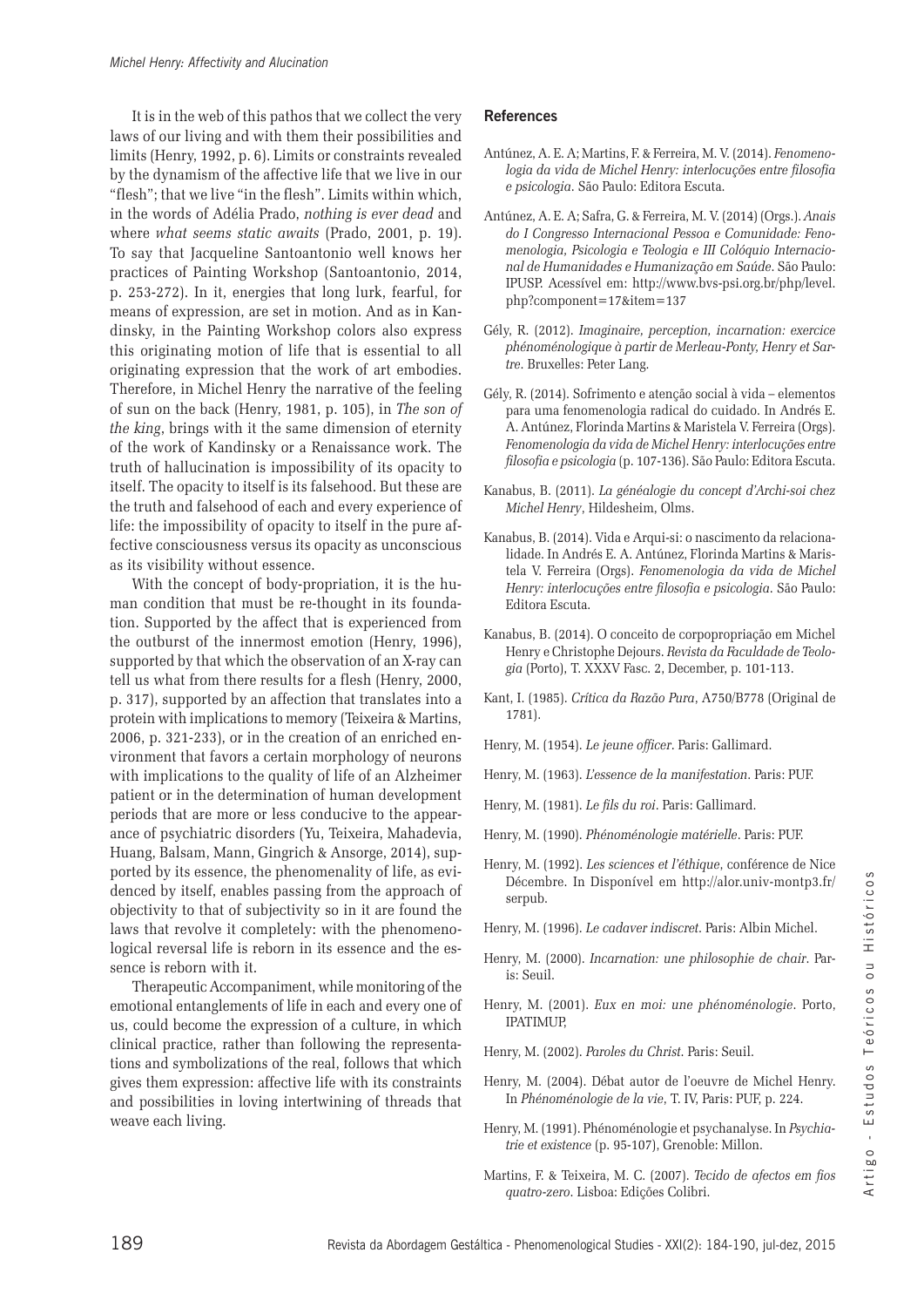It is in the web of this pathos that we collect the very laws of our living and with them their possibilities and limits (Henry, 1992, p. 6). Limits or constraints revealed by the dynamism of the affective life that we live in our "flesh"; that we live "in the flesh". Limits within which, in the words of Adélia Prado, *nothing is ever dead* and where *what seems static awaits* (Prado, 2001, p. 19). To say that Jacqueline Santoantonio well knows her practices of Painting Workshop (Santoantonio, 2014, p. 253-272). In it, energies that long lurk, fearful, for means of expression, are set in motion. And as in Kandinsky, in the Painting Workshop colors also express this originating motion of life that is essential to all originating expression that the work of art embodies. Therefore, in Michel Henry the narrative of the feeling of sun on the back (Henry, 1981, p. 105), in *The son of the king*, brings with it the same dimension of eternity of the work of Kandinsky or a Renaissance work. The truth of hallucination is impossibility of its opacity to itself. The opacity to itself is its falsehood. But these are the truth and falsehood of each and every experience of life: the impossibility of opacity to itself in the pure affective consciousness versus its opacity as unconscious as its visibility without essence.

With the concept of body-propriation, it is the human condition that must be re-thought in its foundation. Supported by the affect that is experienced from the outburst of the innermost emotion (Henry, 1996), supported by that which the observation of an X-ray can tell us what from there results for a flesh (Henry, 2000, p. 317), supported by an affection that translates into a protein with implications to memory (Teixeira & Martins, 2006, p. 321-233), or in the creation of an enriched environment that favors a certain morphology of neurons with implications to the quality of life of an Alzheimer patient or in the determination of human development periods that are more or less conducive to the appearance of psychiatric disorders (Yu, Teixeira, Mahadevia, Huang, Balsam, Mann, Gingrich & Ansorge, 2014), supported by its essence, the phenomenality of life, as evidenced by itself, enables passing from the approach of objectivity to that of subjectivity so in it are found the laws that revolve it completely: with the phenomenological reversal life is reborn in its essence and the essence is reborn with it.

Therapeutic Accompaniment, while monitoring of the emotional entanglements of life in each and every one of us, could become the expression of a culture, in which clinical practice, rather than following the representations and symbolizations of the real, follows that which gives them expression: affective life with its constraints and possibilities in loving intertwining of threads that weave each living.

## References

Antúnez, A. E. A; Martins, F. & Ferreira, M. V. (2014). *Fenomenologia da vida de Michel Henry: interlocuções entre filosofia e psicologia*. São Paulo: Editora Escuta.

Antúnez, A. E. A; Safra, G. & Ferreira, M. V. (2014) (Orgs.). *Anais do I Congresso Internacional Pessoa e Comunidade: Fenomenologia, Psicologia e Teologia e III Colóquio Internacional de Humanidades e Humanização em Saúde*. São Paulo: IPUSP. Acessível em: http://www.bvs-psi.org.br/php/level.php?component=17&item=137

Gély, R. (2012). *Imaginaire, perception, incarnation: exercice phénoménologique à partir de Merleau-Ponty, Henry et Sartre*. Bruxelles: Peter Lang.

Gély, R. (2014). Sofrimento e atenção social à vida – elementos para uma fenomenologia radical do cuidado. In Andrés E. A. Antúnez, Florinda Martins & Maristela V. Ferreira (Orgs). *Fenomenologia da vida de Michel Henry: interlocuções entre filosofia e psicologia* (p. 107-136). São Paulo: Editora Escuta.

Kanabus, B. (2011). *La généalogie du concept d'Archi-soi chez Michel Henry*, Hildesheim, Olms.

Kanabus, B. (2014). Vida e Arqui-si: o nascimento da relacionalidade. In Andrés E. A. Antúnez, Florinda Martins & Maristela V. Ferreira (Orgs). *Fenomenologia da vida de Michel Henry: interlocuções entre filosofia e psicologia*. São Paulo: Editora Escuta.

Kanabus, B. (2014). O conceito de corpopropriação em Michel Henry e Christophe Dejours. *Revista da Faculdade de Teologia* (Porto), T. XXXV Fasc. 2, December, p. 101-113.

Kant, I. (1985). *Crítica da Razão Pura*, A750/B778 (Original de 1781).

Henry, M. (1954). *Le jeune officer*. Paris: Gallimard.

Henry, M. (1963). *L'essence de la manifestation*. Paris: PUF.

Henry, M. (1981). *Le fils du roi*. Paris: Gallimard.

Henry, M. (1990). *Phénoménologie matérielle*. Paris: PUF.

Henry, M. (1992). *Les sciences et l'éthique*, conférence de Nice Décembre. In Disponível em http://alor.univ-montp3.fr/serpub.

Henry, M. (1996). *Le cadaver indiscret*. Paris: Albin Michel.

Henry, M. (2000). *Incarnation: une philosophie de chair*. Paris: Seuil.

Henry, M. (2001). *Eux en moi: une phénoménologie*. Porto, IPATIMUP,

Henry, M. (2002). *Paroles du Christ*. Paris: Seuil.

Henry, M. (2004). Débat autor de l'oeuvre de Michel Henry. In *Phénoménologie de la vie*, T. IV, Paris: PUF, p. 224.

Henry, M. (1991). Phénoménologie et psychanalyse. In *Psychiatrie et existence* (p. 95-107), Grenoble: Millon.

Martins, F. & Teixeira, M. C. (2007). *Tecido de afectos em fios quatro-zero*. Lisboa: Edições Colibri.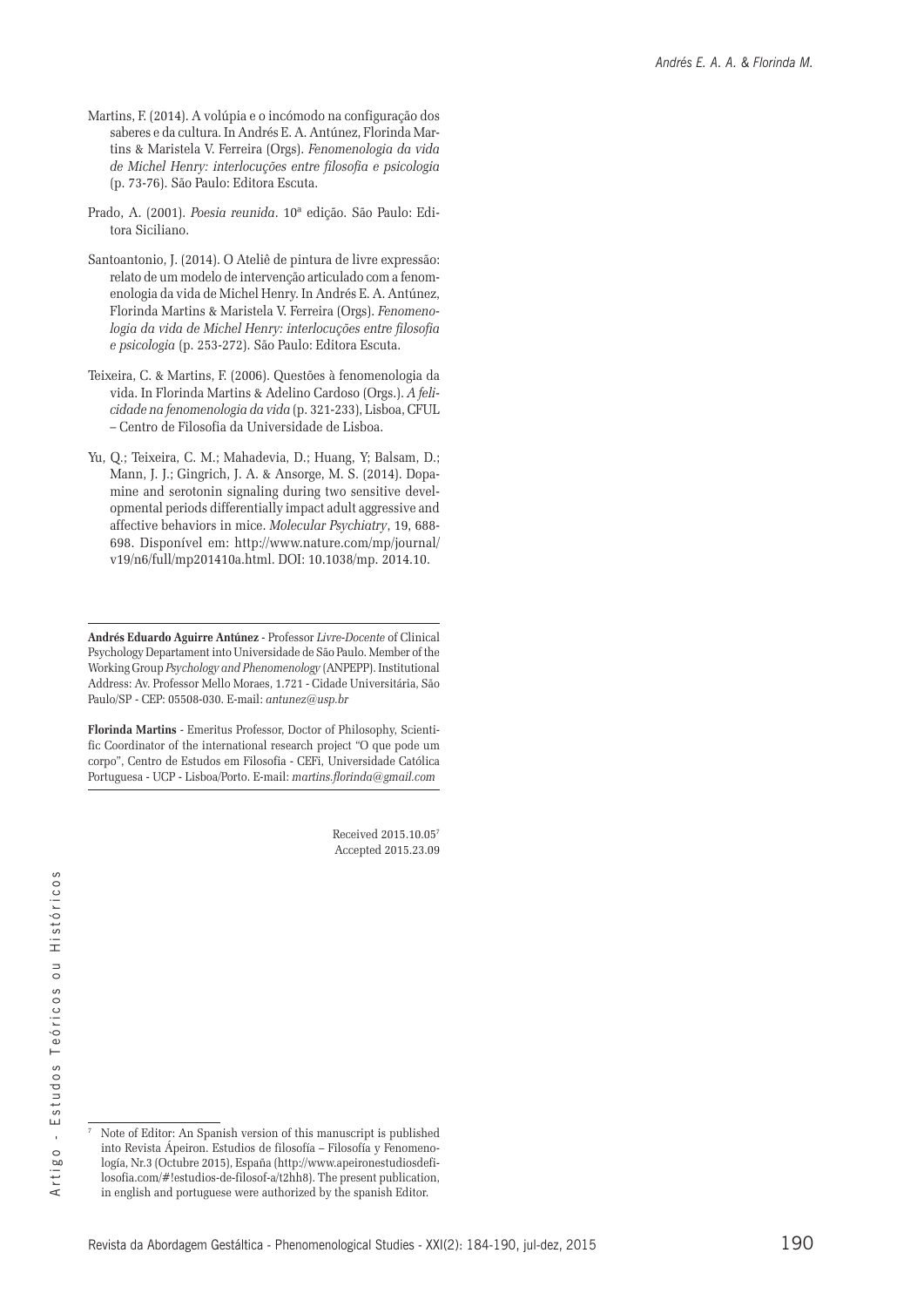Martins, F. (2014). A volúpia e o incómodo na configuração dos saberes e da cultura. In Andrés E. A. Antúnez, Florinda Martins & Maristela V. Ferreira (Orgs). *Fenomenologia da vida de Michel Henry: interlocuções entre filosofia e psicologia* (p. 73-76). São Paulo: Editora Escuta.

Prado, A. (2001). *Poesia reunida*. 10ª edição. São Paulo: Editora Siciliano.

Santoantonio, J. (2014). O Ateliê de pintura de livre expressão: relato de um modelo de intervenção articulado com a fenomenologia da vida de Michel Henry. In Andrés E. A. Antúnez, Florinda Martins & Maristela V. Ferreira (Orgs). *Fenomenologia da vida de Michel Henry: interlocuções entre filosofia e psicologia* (p. 253-272). São Paulo: Editora Escuta.

Teixeira, C. & Martins, F. (2006). Questões à fenomenologia da vida. In Florinda Martins & Adelino Cardoso (Orgs.). *A felicidade na fenomenologia da vida* (p. 321-233), Lisboa, CFUL – Centro de Filosofia da Universidade de Lisboa.

Yu, Q.; Teixeira, C. M.; Mahadevia, D.; Huang, Y; Balsam, D.; Mann, J. J.; Gingrich, J. A. & Ansorge, M. S. (2014). Dopamine and serotonin signaling during two sensitive developmental periods differentially impact adult aggressive and affective behaviors in mice. *Molecular Psychiatry*, 19, 688-698. Disponível em: http://www.nature.com/mp/journal/v19/n6/full/mp201410a.html. DOI: 10.1038/mp. 2014.10.

---

**Andrés Eduardo Aguirre Antúnez** - Professor *Livre-Docente* of Clinical Psychology Departament into Universidade de São Paulo. Member of the Working Group *Psychology and Phenomenology* (ANPEPP). Institutional Address: Av. Professor Mello Moraes, 1.721 - Cidade Universitária, São Paulo/SP - CEP: 05508-030. E-mail: *antunez@usp.br*

**Florinda Martins** - Emeritus Professor, Doctor of Philosophy, Scientific Coordinator of the international research project "O que pode um corpo", Centro de Estudos em Filosofia - CEFi, Universidade Católica Portuguesa - UCP - Lisboa/Porto. E-mail: *martins.florinda@gmail.com*

---

Received 2015.10.05[7]
Accepted 2015.23.09

---

[7] Note of Editor: An Spanish version of this manuscript is published into Revista Ápeiron. Estudios de filosofía – Filosofía y Fenomenología, Nr.3 (Octubre 2015), España (http://www.apeironestudiosdefilosofia.com/#!estudios-de-filosof-a/t2hh8). The present publication, in english and portuguese were authorized by the spanish Editor.